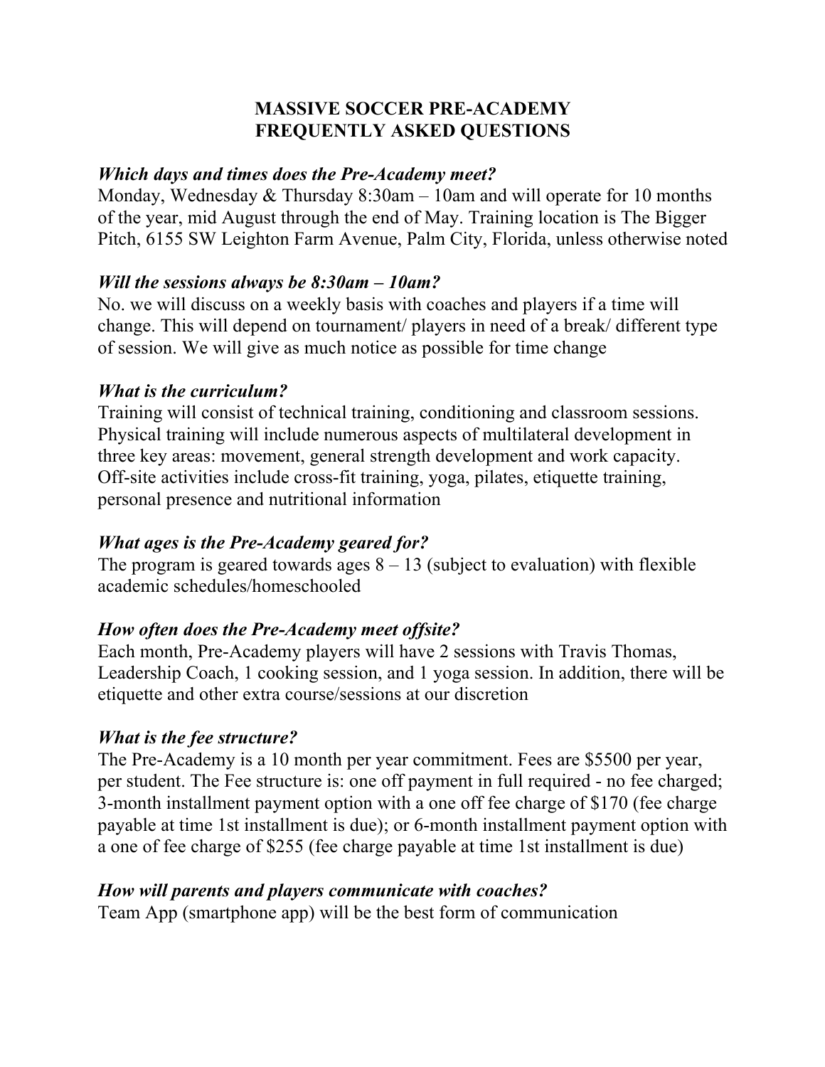# MASSIVE SOCCER PRE-ACADEMY
# FREQUENTLY ASKED QUESTIONS

***Which days and times does the Pre-Academy meet?***

Monday, Wednesday & Thursday 8:30am – 10am and will operate for 10 months of the year, mid August through the end of May. Training location is The Bigger Pitch, 6155 SW Leighton Farm Avenue, Palm City, Florida, unless otherwise noted

***Will the sessions always be 8:30am – 10am?***

No. we will discuss on a weekly basis with coaches and players if a time will change. This will depend on tournament/ players in need of a break/ different type of session. We will give as much notice as possible for time change

***What is the curriculum?***

Training will consist of technical training, conditioning and classroom sessions. Physical training will include numerous aspects of multilateral development in three key areas: movement, general strength development and work capacity. Off-site activities include cross-fit training, yoga, pilates, etiquette training, personal presence and nutritional information

***What ages is the Pre-Academy geared for?***

The program is geared towards ages 8 – 13 (subject to evaluation) with flexible academic schedules/homeschooled

***How often does the Pre-Academy meet offsite?***

Each month, Pre-Academy players will have 2 sessions with Travis Thomas, Leadership Coach, 1 cooking session, and 1 yoga session. In addition, there will be etiquette and other extra course/sessions at our discretion

***What is the fee structure?***

The Pre-Academy is a 10 month per year commitment. Fees are $5500 per year, per student. The Fee structure is: one off payment in full required - no fee charged; 3-month installment payment option with a one off fee charge of $170 (fee charge payable at time 1st installment is due); or 6-month installment payment option with a one of fee charge of $255 (fee charge payable at time 1st installment is due)

***How will parents and players communicate with coaches?***

Team App (smartphone app) will be the best form of communication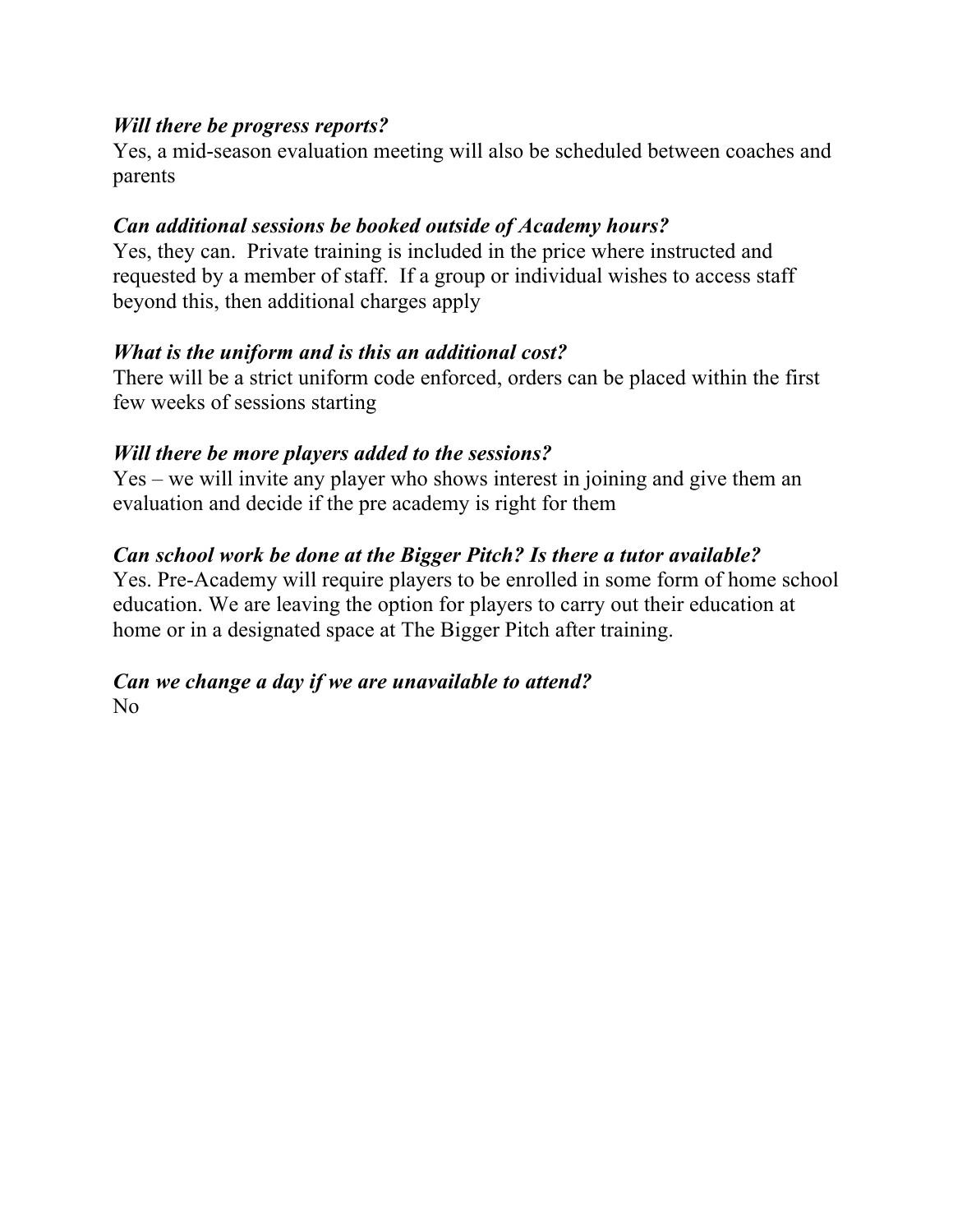***Will there be progress reports?***
Yes, a mid-season evaluation meeting will also be scheduled between coaches and parents

***Can additional sessions be booked outside of Academy hours?***
Yes, they can. Private training is included in the price where instructed and requested by a member of staff. If a group or individual wishes to access staff beyond this, then additional charges apply

***What is the uniform and is this an additional cost?***
There will be a strict uniform code enforced, orders can be placed within the first few weeks of sessions starting

***Will there be more players added to the sessions?***
Yes – we will invite any player who shows interest in joining and give them an evaluation and decide if the pre academy is right for them

***Can school work be done at the Bigger Pitch? Is there a tutor available?***
Yes. Pre-Academy will require players to be enrolled in some form of home school education. We are leaving the option for players to carry out their education at home or in a designated space at The Bigger Pitch after training.

***Can we change a day if we are unavailable to attend?***
No